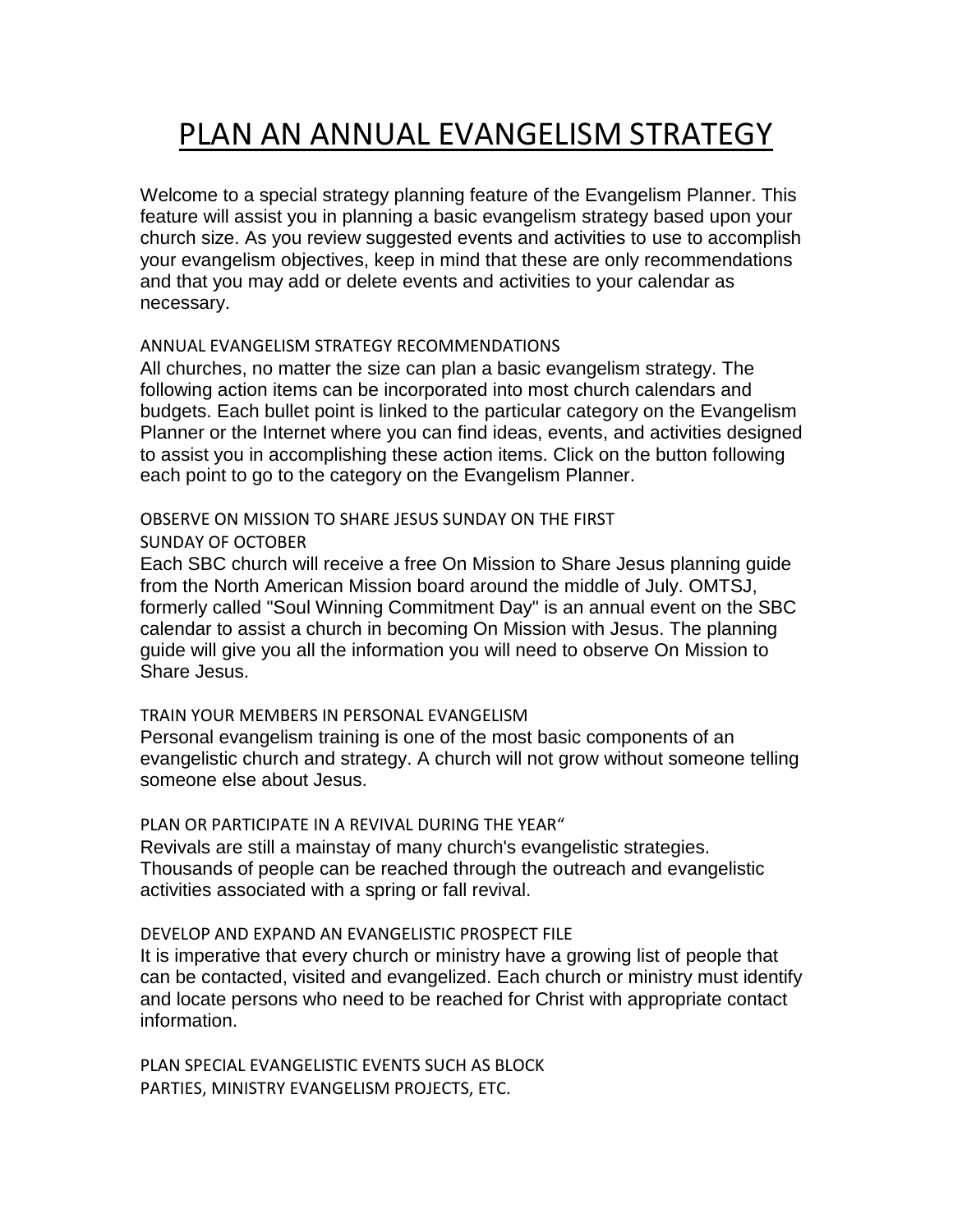# PLAN AN ANNUAL EVANGELISM STRATEGY

Welcome to a special strategy planning feature of the Evangelism Planner. This feature will assist you in planning a basic evangelism strategy based upon your church size. As you review suggested events and activities to use to accomplish your evangelism objectives, keep in mind that these are only recommendations and that you may add or delete events and activities to your calendar as necessary.

## ANNUAL EVANGELISM STRATEGY RECOMMENDATIONS

All churches, no matter the size can plan a basic evangelism strategy. The following action items can be incorporated into most church calendars and budgets. Each bullet point is linked to the particular category on the Evangelism Planner or the Internet where you can find ideas, events, and activities designed to assist you in accomplishing these action items. Click on the button following each point to go to the category on the Evangelism Planner.

### OBSERVE ON MISSION TO SHARE JESUS SUNDAY ON THE FIRST SUNDAY OF OCTOBER

Each SBC church will receive a free On Mission to Share Jesus planning guide from the North American Mission board around the middle of July. OMTSJ, formerly called "Soul Winning Commitment Day" is an annual event on the SBC calendar to assist a church in becoming On Mission with Jesus. The planning guide will give you all the information you will need to observe On Mission to Share Jesus.

### TRAIN YOUR MEMBERS IN PERSONAL EVANGELISM

Personal evangelism training is one of the most basic components of an evangelistic church and strategy. A church will not grow without someone telling someone else about Jesus.

### PLAN OR PARTICIPATE IN A REVIVAL DURING THE YEAR“

Revivals are still a mainstay of many church's evangelistic strategies. Thousands of people can be reached through the outreach and evangelistic activities associated with a spring or fall revival.

### DEVELOP AND EXPAND AN EVANGELISTIC PROSPECT FILE

It is imperative that every church or ministry have a growing list of people that can be contacted, visited and evangelized. Each church or ministry must identify and locate persons who need to be reached for Christ with appropriate contact information.

### PLAN SPECIAL EVANGELISTIC EVENTS SUCH AS BLOCK PARTIES, MINISTRY EVANGELISM PROJECTS, ETC.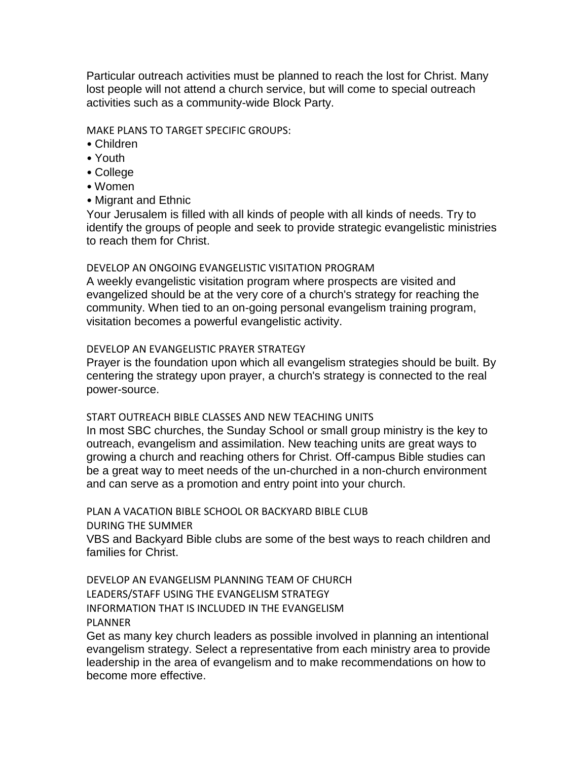Particular outreach activities must be planned to reach the lost for Christ. Many lost people will not attend a church service, but will come to special outreach activities such as a community-wide Block Party.

### MAKE PLANS TO TARGET SPECIFIC GROUPS:

- Children
- Youth
- College
- Women
- Migrant and Ethnic

Your Jerusalem is filled with all kinds of people with all kinds of needs. Try to identify the groups of people and seek to provide strategic evangelistic ministries to reach them for Christ.

### DEVELOP AN ONGOING EVANGELISTIC VISITATION PROGRAM

A weekly evangelistic visitation program where prospects are visited and evangelized should be at the very core of a church's strategy for reaching the community. When tied to an on-going personal evangelism training program, visitation becomes a powerful evangelistic activity.

### DEVELOP AN EVANGELISTIC PRAYER STRATEGY

Prayer is the foundation upon which all evangelism strategies should be built. By centering the strategy upon prayer, a church's strategy is connected to the real power-source.

### START OUTREACH BIBLE CLASSES AND NEW TEACHING UNITS

In most SBC churches, the Sunday School or small group ministry is the key to outreach, evangelism and assimilation. New teaching units are great ways to growing a church and reaching others for Christ. Off-campus Bible studies can be a great way to meet needs of the un-churched in a non-church environment and can serve as a promotion and entry point into your church.

### PLAN A VACATION BIBLE SCHOOL OR BACKYARD BIBLE CLUB DURING THE SUMMER

VBS and Backyard Bible clubs are some of the best ways to reach children and families for Christ.

### DEVELOP AN EVANGELISM PLANNING TEAM OF CHURCH LEADERS/STAFF USING THE EVANGELISM STRATEGY INFORMATION THAT IS INCLUDED IN THE EVANGELISM PLANNER

Get as many key church leaders as possible involved in planning an intentional evangelism strategy. Select a representative from each ministry area to provide leadership in the area of evangelism and to make recommendations on how to become more effective.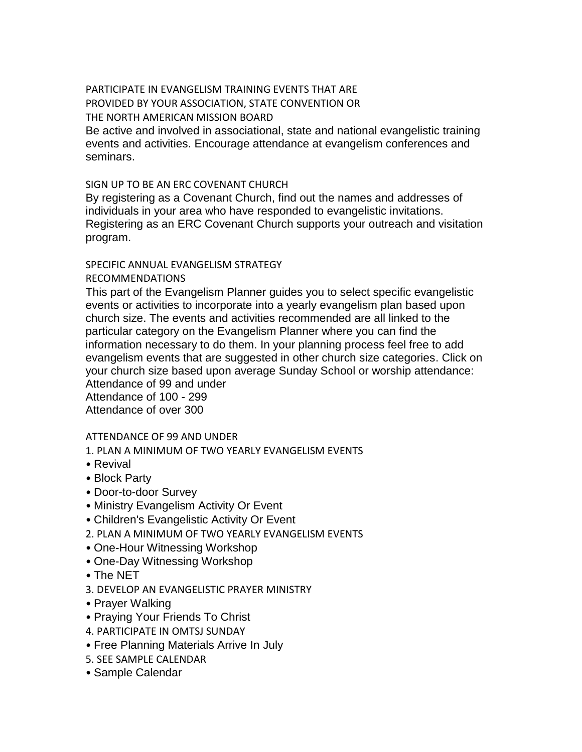## PARTICIPATE IN EVANGELISM TRAINING EVENTS THAT ARE PROVIDED BY YOUR ASSOCIATION, STATE CONVENTION OR THE NORTH AMERICAN MISSION BOARD

Be active and involved in associational, state and national evangelistic training events and activities. Encourage attendance at evangelism conferences and seminars.

## SIGN UP TO BE AN ERC COVENANT CHURCH

By registering as a Covenant Church, find out the names and addresses of individuals in your area who have responded to evangelistic invitations. Registering as an ERC Covenant Church supports your outreach and visitation program.

## SPECIFIC ANNUAL EVANGELISM STRATEGY RECOMMENDATIONS

This part of the Evangelism Planner guides you to select specific evangelistic events or activities to incorporate into a yearly evangelism plan based upon church size. The events and activities recommended are all linked to the particular category on the Evangelism Planner where you can find the information necessary to do them. In your planning process feel free to add evangelism events that are suggested in other church size categories. Click on your church size based upon average Sunday School or worship attendance:

Attendance of 99 and under
Attendance of 100 - 299
Attendance of over 300

## ATTENDANCE OF 99 AND UNDER

1. PLAN A MINIMUM OF TWO YEARLY EVANGELISM EVENTS
   - Revival
   - Block Party
   - Door-to-door Survey
   - Ministry Evangelism Activity Or Event
   - Children's Evangelistic Activity Or Event
2. PLAN A MINIMUM OF TWO YEARLY EVANGELISM EVENTS
   - One-Hour Witnessing Workshop
   - One-Day Witnessing Workshop
   - The NET
3. DEVELOP AN EVANGELISTIC PRAYER MINISTRY
   - Prayer Walking
   - Praying Your Friends To Christ
4. PARTICIPATE IN OMTSJ SUNDAY
   - Free Planning Materials Arrive In July
5. SEE SAMPLE CALENDAR
   - Sample Calendar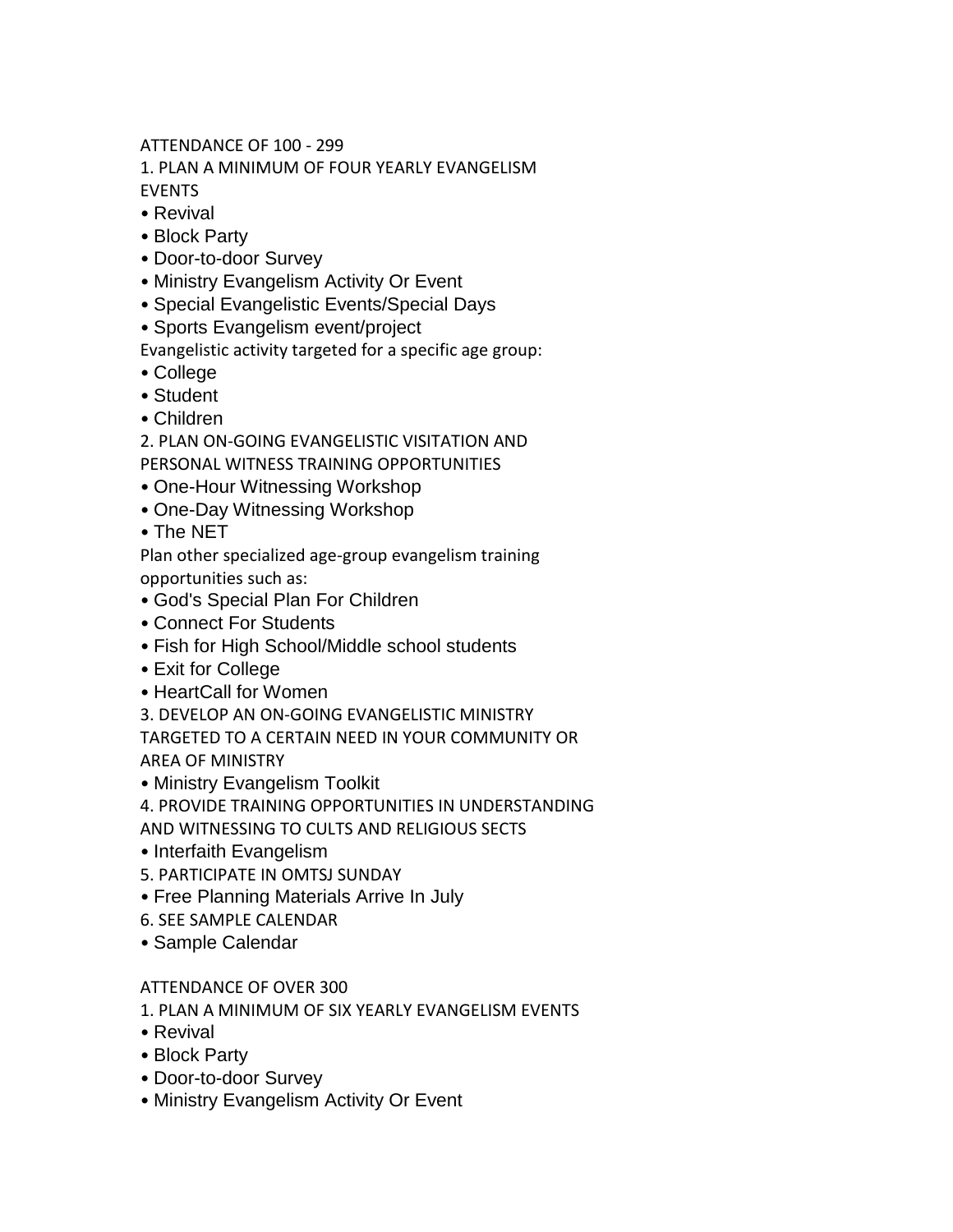## ATTENDANCE OF 100 - 299

### 1. PLAN A MINIMUM OF FOUR YEARLY EVANGELISM EVENTS

- Revival
- Block Party
- Door-to-door Survey
- Ministry Evangelism Activity Or Event
- Special Evangelistic Events/Special Days
- Sports Evangelism event/project

Evangelistic activity targeted for a specific age group:

- College
- Student
- Children

### 2. PLAN ON-GOING EVANGELISTIC VISITATION AND PERSONAL WITNESS TRAINING OPPORTUNITIES

- One-Hour Witnessing Workshop
- One-Day Witnessing Workshop
- The NET

Plan other specialized age-group evangelism training opportunities such as:

- God's Special Plan For Children
- Connect For Students
- Fish for High School/Middle school students
- Exit for College
- HeartCall for Women

### 3. DEVELOP AN ON-GOING EVANGELISTIC MINISTRY TARGETED TO A CERTAIN NEED IN YOUR COMMUNITY OR AREA OF MINISTRY

- Ministry Evangelism Toolkit

### 4. PROVIDE TRAINING OPPORTUNITIES IN UNDERSTANDING AND WITNESSING TO CULTS AND RELIGIOUS SECTS

- Interfaith Evangelism

### 5. PARTICIPATE IN OMTSJ SUNDAY

- Free Planning Materials Arrive In July

### 6. SEE SAMPLE CALENDAR

- Sample Calendar

## ATTENDANCE OF OVER 300

### 1. PLAN A MINIMUM OF SIX YEARLY EVANGELISM EVENTS

- Revival
- Block Party
- Door-to-door Survey
- Ministry Evangelism Activity Or Event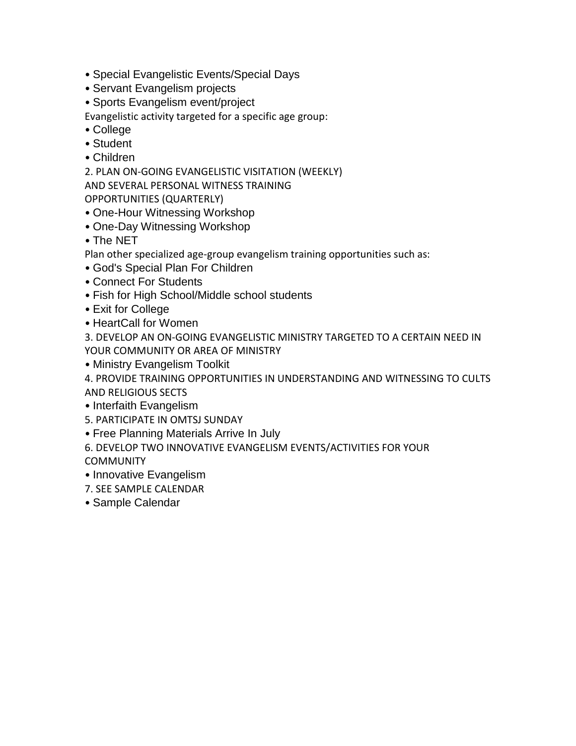- Special Evangelistic Events/Special Days
- Servant Evangelism projects
- Sports Evangelism event/project

Evangelistic activity targeted for a specific age group:

- College
- Student
- Children

2. PLAN ON-GOING EVANGELISTIC VISITATION (WEEKLY) AND SEVERAL PERSONAL WITNESS TRAINING OPPORTUNITIES (QUARTERLY)

- One-Hour Witnessing Workshop
- One-Day Witnessing Workshop
- The NET

Plan other specialized age-group evangelism training opportunities such as:

- God's Special Plan For Children
- Connect For Students
- Fish for High School/Middle school students
- Exit for College
- HeartCall for Women

3. DEVELOP AN ON-GOING EVANGELISTIC MINISTRY TARGETED TO A CERTAIN NEED IN YOUR COMMUNITY OR AREA OF MINISTRY

- Ministry Evangelism Toolkit

4. PROVIDE TRAINING OPPORTUNITIES IN UNDERSTANDING AND WITNESSING TO CULTS AND RELIGIOUS SECTS

- Interfaith Evangelism

5. PARTICIPATE IN OMTSJ SUNDAY

- Free Planning Materials Arrive In July

6. DEVELOP TWO INNOVATIVE EVANGELISM EVENTS/ACTIVITIES FOR YOUR COMMUNITY

- Innovative Evangelism

7. SEE SAMPLE CALENDAR

- Sample Calendar